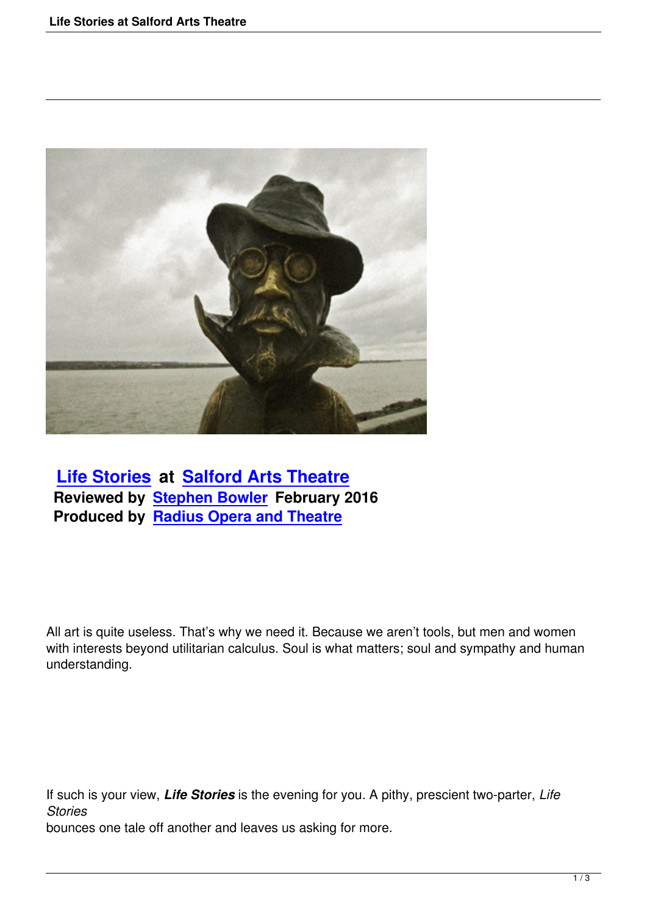**Life Stories at Salford Arts Theatre**
**Reviewed by Stephen Bowler February 2016**
**Produced by Radius Opera and Theatre**

All art is quite useless. That's why we need it. Because we aren't tools, but men and women with interests beyond utilitarian calculus. Soul is what matters; soul and sympathy and human understanding.

If such is your view, ***Life Stories*** is the evening for you. A pithy, prescient two-parter, *Life Stories* bounces one tale off another and leaves us asking for more.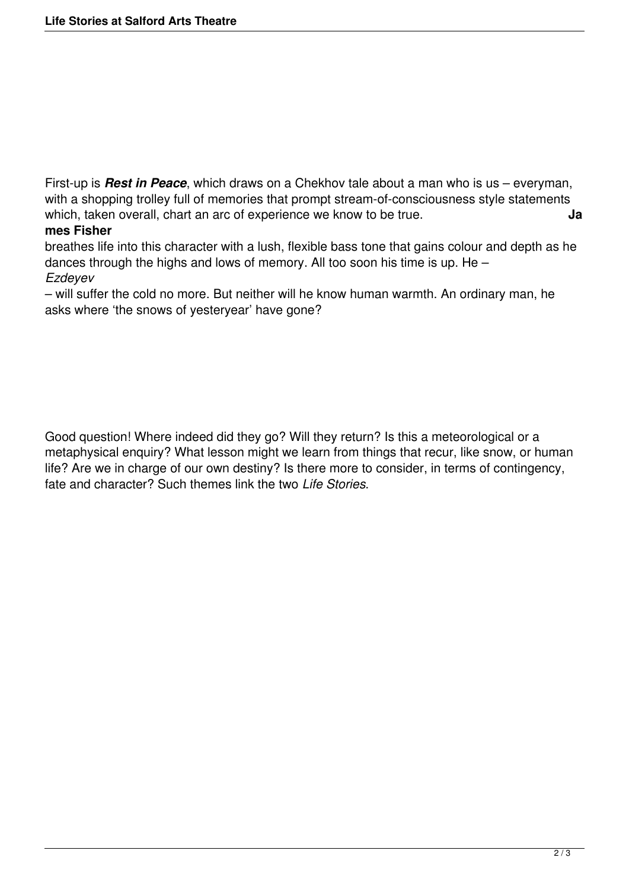First-up is ***Rest in Peace***, which draws on a Chekhov tale about a man who is us – everyman, with a shopping trolley full of memories that prompt stream-of-consciousness style statements which, taken overall, chart an arc of experience we know to be true. **James Fisher** breathes life into this character with a lush, flexible bass tone that gains colour and depth as he dances through the highs and lows of memory. All too soon his time is up. He – *Ezdeyev* – will suffer the cold no more. But neither will he know human warmth. An ordinary man, he asks where 'the snows of yesteryear' have gone?

Good question! Where indeed did they go? Will they return? Is this a meteorological or a metaphysical enquiry? What lesson might we learn from things that recur, like snow, or human life? Are we in charge of our own destiny? Is there more to consider, in terms of contingency, fate and character? Such themes link the two *Life Stories*.